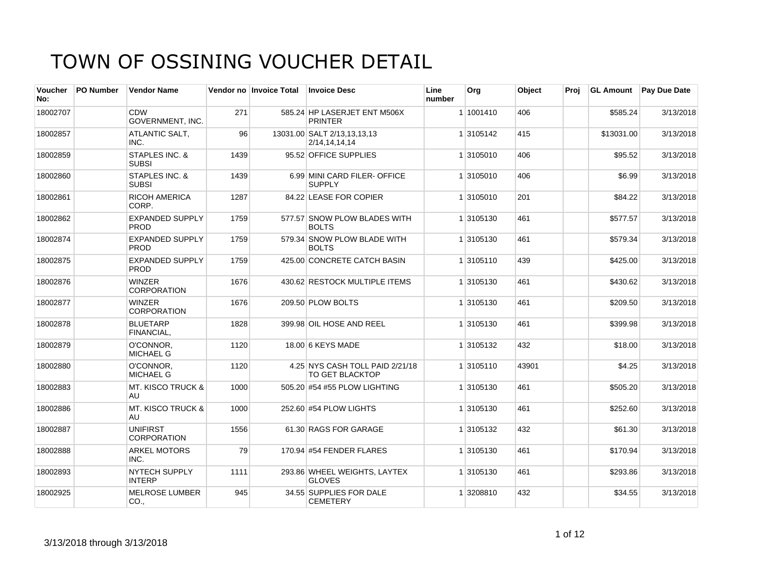# TOWN OF OSSINING VOUCHER DETAIL

| Voucher No: | PO Number | Vendor Name | Vendor no | Invoice Total | Invoice Desc | Line number | Org | Object | Proj | GL Amount | Pay Due Date |
|---|---|---|---|---|---|---|---|---|---|---|---|
| 18002707 | | CDW GOVERNMENT, INC. | 271 | 585.24 | HP LASERJET ENT M506X PRINTER | 1 | 1001410 | 406 | | $585.24 | 3/13/2018 |
| 18002857 | | ATLANTIC SALT, INC. | 96 | 13031.00 | SALT 2/13,13,13,13 2/14,14,14,14 | 1 | 3105142 | 415 | | $13031.00 | 3/13/2018 |
| 18002859 | | STAPLES INC. & SUBSI | 1439 | 95.52 | OFFICE SUPPLIES | 1 | 3105010 | 406 | | $95.52 | 3/13/2018 |
| 18002860 | | STAPLES INC. & SUBSI | 1439 | 6.99 | MINI CARD FILER- OFFICE SUPPLY | 1 | 3105010 | 406 | | $6.99 | 3/13/2018 |
| 18002861 | | RICOH AMERICA CORP. | 1287 | 84.22 | LEASE FOR COPIER | 1 | 3105010 | 201 | | $84.22 | 3/13/2018 |
| 18002862 | | EXPANDED SUPPLY PROD | 1759 | 577.57 | SNOW PLOW BLADES WITH BOLTS | 1 | 3105130 | 461 | | $577.57 | 3/13/2018 |
| 18002874 | | EXPANDED SUPPLY PROD | 1759 | 579.34 | SNOW PLOW BLADE WITH BOLTS | 1 | 3105130 | 461 | | $579.34 | 3/13/2018 |
| 18002875 | | EXPANDED SUPPLY PROD | 1759 | 425.00 | CONCRETE CATCH BASIN | 1 | 3105110 | 439 | | $425.00 | 3/13/2018 |
| 18002876 | | WINZER CORPORATION | 1676 | 430.62 | RESTOCK MULTIPLE ITEMS | 1 | 3105130 | 461 | | $430.62 | 3/13/2018 |
| 18002877 | | WINZER CORPORATION | 1676 | 209.50 | PLOW BOLTS | 1 | 3105130 | 461 | | $209.50 | 3/13/2018 |
| 18002878 | | BLUETARP FINANCIAL, | 1828 | 399.98 | OIL HOSE AND REEL | 1 | 3105130 | 461 | | $399.98 | 3/13/2018 |
| 18002879 | | O'CONNOR, MICHAEL G | 1120 | 18.00 | 6 KEYS MADE | 1 | 3105132 | 432 | | $18.00 | 3/13/2018 |
| 18002880 | | O'CONNOR, MICHAEL G | 1120 | 4.25 | NYS CASH TOLL PAID 2/21/18 TO GET BLACKTOP | 1 | 3105110 | 43901 | | $4.25 | 3/13/2018 |
| 18002883 | | MT. KISCO TRUCK & AU | 1000 | 505.20 | #54 #55 PLOW LIGHTING | 1 | 3105130 | 461 | | $505.20 | 3/13/2018 |
| 18002886 | | MT. KISCO TRUCK & AU | 1000 | 252.60 | #54 PLOW LIGHTS | 1 | 3105130 | 461 | | $252.60 | 3/13/2018 |
| 18002887 | | UNIFIRST CORPORATION | 1556 | 61.30 | RAGS FOR GARAGE | 1 | 3105132 | 432 | | $61.30 | 3/13/2018 |
| 18002888 | | ARKEL MOTORS INC. | 79 | 170.94 | #54 FENDER FLARES | 1 | 3105130 | 461 | | $170.94 | 3/13/2018 |
| 18002893 | | NYTECH SUPPLY INTERP | 1111 | 293.86 | WHEEL WEIGHTS, LAYTEX GLOVES | 1 | 3105130 | 461 | | $293.86 | 3/13/2018 |
| 18002925 | | MELROSE LUMBER CO., | 945 | 34.55 | SUPPLIES FOR DALE CEMETERY | 1 | 3208810 | 432 | | $34.55 | 3/13/2018 |

3/13/2018 through 3/13/2018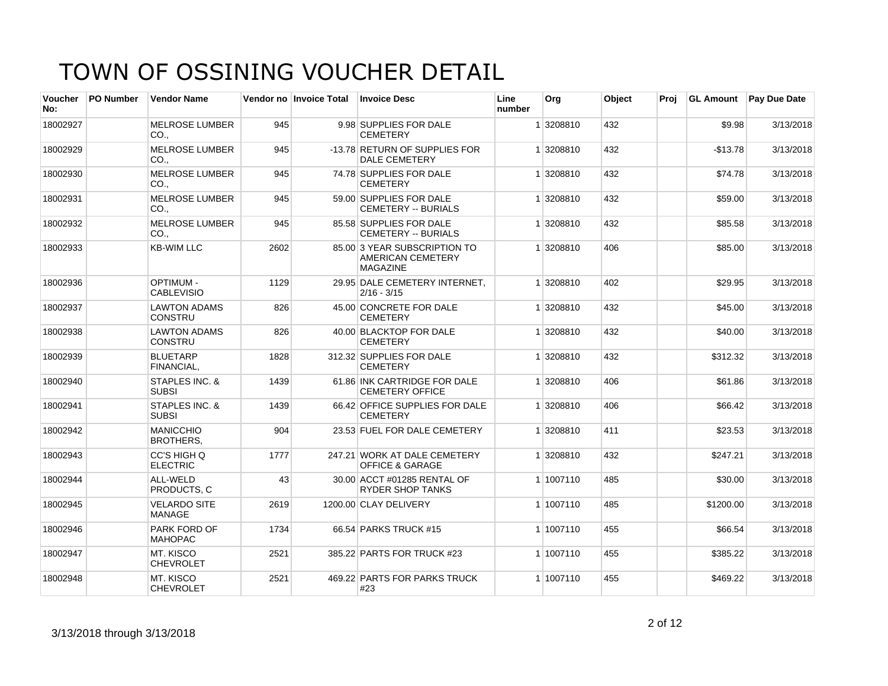# TOWN OF OSSINING VOUCHER DETAIL

| Voucher No: | PO Number | Vendor Name | Vendor no | Invoice Total | Invoice Desc | Line number | Org | Object | Proj | GL Amount | Pay Due Date |
|---|---|---|---|---|---|---|---|---|---|---|---|
| 18002927 | | MELROSE LUMBER CO., | 945 | 9.98 | SUPPLIES FOR DALE CEMETERY | 1 | 3208810 | 432 | | $9.98 | 3/13/2018 |
| 18002929 | | MELROSE LUMBER CO., | 945 | -13.78 | RETURN OF SUPPLIES FOR DALE CEMETERY | 1 | 3208810 | 432 | | -$13.78 | 3/13/2018 |
| 18002930 | | MELROSE LUMBER CO., | 945 | 74.78 | SUPPLIES FOR DALE CEMETERY | 1 | 3208810 | 432 | | $74.78 | 3/13/2018 |
| 18002931 | | MELROSE LUMBER CO., | 945 | 59.00 | SUPPLIES FOR DALE CEMETERY -- BURIALS | 1 | 3208810 | 432 | | $59.00 | 3/13/2018 |
| 18002932 | | MELROSE LUMBER CO., | 945 | 85.58 | SUPPLIES FOR DALE CEMETERY -- BURIALS | 1 | 3208810 | 432 | | $85.58 | 3/13/2018 |
| 18002933 | | KB-WIM LLC | 2602 | 85.00 | 3 YEAR SUBSCRIPTION TO AMERICAN CEMETERY MAGAZINE | 1 | 3208810 | 406 | | $85.00 | 3/13/2018 |
| 18002936 | | OPTIMUM - CABLEVISIO | 1129 | 29.95 | DALE CEMETERY INTERNET, 2/16 - 3/15 | 1 | 3208810 | 402 | | $29.95 | 3/13/2018 |
| 18002937 | | LAWTON ADAMS CONSTRU | 826 | 45.00 | CONCRETE FOR DALE CEMETERY | 1 | 3208810 | 432 | | $45.00 | 3/13/2018 |
| 18002938 | | LAWTON ADAMS CONSTRU | 826 | 40.00 | BLACKTOP FOR DALE CEMETERY | 1 | 3208810 | 432 | | $40.00 | 3/13/2018 |
| 18002939 | | BLUETARP FINANCIAL, | 1828 | 312.32 | SUPPLIES FOR DALE CEMETERY | 1 | 3208810 | 432 | | $312.32 | 3/13/2018 |
| 18002940 | | STAPLES INC. & SUBSI | 1439 | 61.86 | INK CARTRIDGE FOR DALE CEMETERY OFFICE | 1 | 3208810 | 406 | | $61.86 | 3/13/2018 |
| 18002941 | | STAPLES INC. & SUBSI | 1439 | 66.42 | OFFICE SUPPLIES FOR DALE CEMETERY | 1 | 3208810 | 406 | | $66.42 | 3/13/2018 |
| 18002942 | | MANICCHIO BROTHERS, | 904 | 23.53 | FUEL FOR DALE CEMETERY | 1 | 3208810 | 411 | | $23.53 | 3/13/2018 |
| 18002943 | | CC'S HIGH Q ELECTRIC | 1777 | 247.21 | WORK AT DALE CEMETERY OFFICE & GARAGE | 1 | 3208810 | 432 | | $247.21 | 3/13/2018 |
| 18002944 | | ALL-WELD PRODUCTS, C | 43 | 30.00 | ACCT #01285 RENTAL OF RYDER SHOP TANKS | 1 | 1007110 | 485 | | $30.00 | 3/13/2018 |
| 18002945 | | VELARDO SITE MANAGE | 2619 | 1200.00 | CLAY DELIVERY | 1 | 1007110 | 485 | | $1200.00 | 3/13/2018 |
| 18002946 | | PARK FORD OF MAHOPAC | 1734 | 66.54 | PARKS TRUCK #15 | 1 | 1007110 | 455 | | $66.54 | 3/13/2018 |
| 18002947 | | MT. KISCO CHEVROLET | 2521 | 385.22 | PARTS FOR TRUCK #23 | 1 | 1007110 | 455 | | $385.22 | 3/13/2018 |
| 18002948 | | MT. KISCO CHEVROLET | 2521 | 469.22 | PARTS FOR PARKS TRUCK #23 | 1 | 1007110 | 455 | | $469.22 | 3/13/2018 |

3/13/2018 through 3/13/2018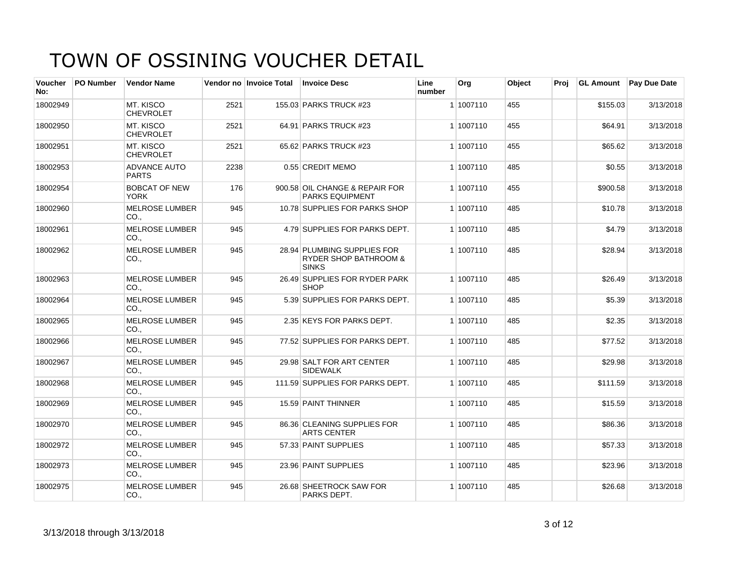# TOWN OF OSSINING VOUCHER DETAIL

| Voucher No: | PO Number | Vendor Name | Vendor no | Invoice Total | Invoice Desc | Line number | Org | Object | Proj | GL Amount | Pay Due Date |
|---|---|---|---|---|---|---|---|---|---|---|---|
| 18002949 | | MT. KISCO CHEVROLET | 2521 | 155.03 | PARKS TRUCK #23 | 1 | 1007110 | 455 | | $155.03 | 3/13/2018 |
| 18002950 | | MT. KISCO CHEVROLET | 2521 | 64.91 | PARKS TRUCK #23 | 1 | 1007110 | 455 | | $64.91 | 3/13/2018 |
| 18002951 | | MT. KISCO CHEVROLET | 2521 | 65.62 | PARKS TRUCK #23 | 1 | 1007110 | 455 | | $65.62 | 3/13/2018 |
| 18002953 | | ADVANCE AUTO PARTS | 2238 | 0.55 | CREDIT MEMO | 1 | 1007110 | 485 | | $0.55 | 3/13/2018 |
| 18002954 | | BOBCAT OF NEW YORK | 176 | 900.58 | OIL CHANGE & REPAIR FOR PARKS EQUIPMENT | 1 | 1007110 | 455 | | $900.58 | 3/13/2018 |
| 18002960 | | MELROSE LUMBER CO., | 945 | 10.78 | SUPPLIES FOR PARKS SHOP | 1 | 1007110 | 485 | | $10.78 | 3/13/2018 |
| 18002961 | | MELROSE LUMBER CO., | 945 | 4.79 | SUPPLIES FOR PARKS DEPT. | 1 | 1007110 | 485 | | $4.79 | 3/13/2018 |
| 18002962 | | MELROSE LUMBER CO., | 945 | 28.94 | PLUMBING SUPPLIES FOR RYDER SHOP BATHROOM & SINKS | 1 | 1007110 | 485 | | $28.94 | 3/13/2018 |
| 18002963 | | MELROSE LUMBER CO., | 945 | 26.49 | SUPPLIES FOR RYDER PARK SHOP | 1 | 1007110 | 485 | | $26.49 | 3/13/2018 |
| 18002964 | | MELROSE LUMBER CO., | 945 | 5.39 | SUPPLIES FOR PARKS DEPT. | 1 | 1007110 | 485 | | $5.39 | 3/13/2018 |
| 18002965 | | MELROSE LUMBER CO., | 945 | 2.35 | KEYS FOR PARKS DEPT. | 1 | 1007110 | 485 | | $2.35 | 3/13/2018 |
| 18002966 | | MELROSE LUMBER CO., | 945 | 77.52 | SUPPLIES FOR PARKS DEPT. | 1 | 1007110 | 485 | | $77.52 | 3/13/2018 |
| 18002967 | | MELROSE LUMBER CO., | 945 | 29.98 | SALT FOR ART CENTER SIDEWALK | 1 | 1007110 | 485 | | $29.98 | 3/13/2018 |
| 18002968 | | MELROSE LUMBER CO., | 945 | 111.59 | SUPPLIES FOR PARKS DEPT. | 1 | 1007110 | 485 | | $111.59 | 3/13/2018 |
| 18002969 | | MELROSE LUMBER CO., | 945 | 15.59 | PAINT THINNER | 1 | 1007110 | 485 | | $15.59 | 3/13/2018 |
| 18002970 | | MELROSE LUMBER CO., | 945 | 86.36 | CLEANING SUPPLIES FOR ARTS CENTER | 1 | 1007110 | 485 | | $86.36 | 3/13/2018 |
| 18002972 | | MELROSE LUMBER CO., | 945 | 57.33 | PAINT SUPPLIES | 1 | 1007110 | 485 | | $57.33 | 3/13/2018 |
| 18002973 | | MELROSE LUMBER CO., | 945 | 23.96 | PAINT SUPPLIES | 1 | 1007110 | 485 | | $23.96 | 3/13/2018 |
| 18002975 | | MELROSE LUMBER CO., | 945 | 26.68 | SHEETROCK SAW FOR PARKS DEPT. | 1 | 1007110 | 485 | | $26.68 | 3/13/2018 |

3/13/2018 through 3/13/2018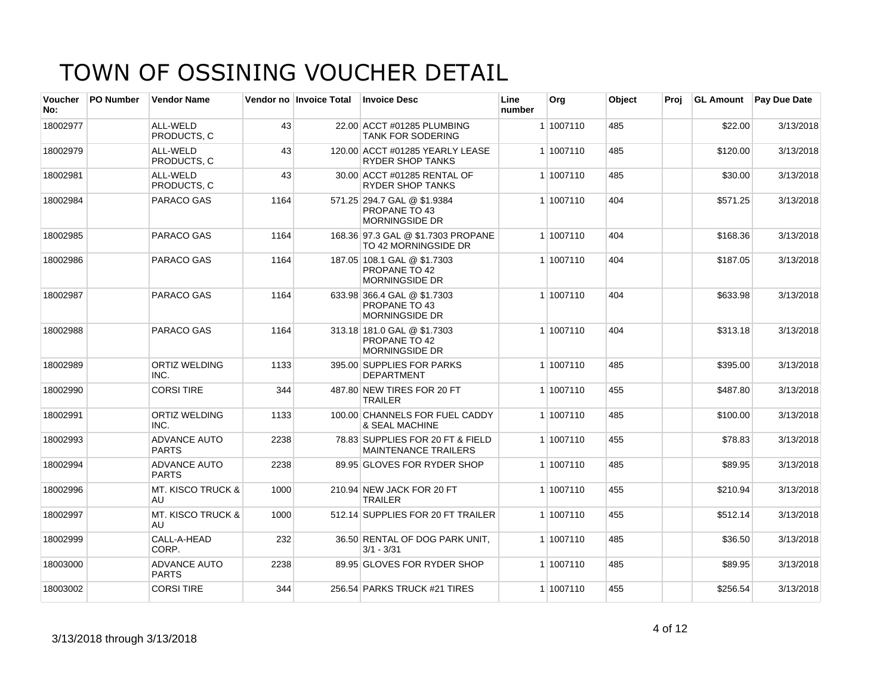# TOWN OF OSSINING VOUCHER DETAIL

| Voucher No: | PO Number | Vendor Name | Vendor no | Invoice Total | Invoice Desc | Line number | Org | Object | Proj | GL Amount | Pay Due Date |
|---|---|---|---|---|---|---|---|---|---|---|---|
| 18002977 | | ALL-WELD PRODUCTS, C | 43 | 22.00 | ACCT #01285 PLUMBING TANK FOR SODERING | 1 | 1007110 | 485 | | $22.00 | 3/13/2018 |
| 18002979 | | ALL-WELD PRODUCTS, C | 43 | 120.00 | ACCT #01285 YEARLY LEASE RYDER SHOP TANKS | 1 | 1007110 | 485 | | $120.00 | 3/13/2018 |
| 18002981 | | ALL-WELD PRODUCTS, C | 43 | 30.00 | ACCT #01285 RENTAL OF RYDER SHOP TANKS | 1 | 1007110 | 485 | | $30.00 | 3/13/2018 |
| 18002984 | | PARACO GAS | 1164 | 571.25 | 294.7 GAL @ $1.9384 PROPANE TO 43 MORNINGSIDE DR | 1 | 1007110 | 404 | | $571.25 | 3/13/2018 |
| 18002985 | | PARACO GAS | 1164 | 168.36 | 97.3 GAL @ $1.7303 PROPANE TO 42 MORNINGSIDE DR | 1 | 1007110 | 404 | | $168.36 | 3/13/2018 |
| 18002986 | | PARACO GAS | 1164 | 187.05 | 108.1 GAL @ $1.7303 PROPANE TO 42 MORNINGSIDE DR | 1 | 1007110 | 404 | | $187.05 | 3/13/2018 |
| 18002987 | | PARACO GAS | 1164 | 633.98 | 366.4 GAL @ $1.7303 PROPANE TO 43 MORNINGSIDE DR | 1 | 1007110 | 404 | | $633.98 | 3/13/2018 |
| 18002988 | | PARACO GAS | 1164 | 313.18 | 181.0 GAL @ $1.7303 PROPANE TO 42 MORNINGSIDE DR | 1 | 1007110 | 404 | | $313.18 | 3/13/2018 |
| 18002989 | | ORTIZ WELDING INC. | 1133 | 395.00 | SUPPLIES FOR PARKS DEPARTMENT | 1 | 1007110 | 485 | | $395.00 | 3/13/2018 |
| 18002990 | | CORSI TIRE | 344 | 487.80 | NEW TIRES FOR 20 FT TRAILER | 1 | 1007110 | 455 | | $487.80 | 3/13/2018 |
| 18002991 | | ORTIZ WELDING INC. | 1133 | 100.00 | CHANNELS FOR FUEL CADDY & SEAL MACHINE | 1 | 1007110 | 485 | | $100.00 | 3/13/2018 |
| 18002993 | | ADVANCE AUTO PARTS | 2238 | 78.83 | SUPPLIES FOR 20 FT & FIELD MAINTENANCE TRAILERS | 1 | 1007110 | 455 | | $78.83 | 3/13/2018 |
| 18002994 | | ADVANCE AUTO PARTS | 2238 | 89.95 | GLOVES FOR RYDER SHOP | 1 | 1007110 | 485 | | $89.95 | 3/13/2018 |
| 18002996 | | MT. KISCO TRUCK & AU | 1000 | 210.94 | NEW JACK FOR 20 FT TRAILER | 1 | 1007110 | 455 | | $210.94 | 3/13/2018 |
| 18002997 | | MT. KISCO TRUCK & AU | 1000 | 512.14 | SUPPLIES FOR 20 FT TRAILER | 1 | 1007110 | 455 | | $512.14 | 3/13/2018 |
| 18002999 | | CALL-A-HEAD CORP. | 232 | 36.50 | RENTAL OF DOG PARK UNIT, 3/1 - 3/31 | 1 | 1007110 | 485 | | $36.50 | 3/13/2018 |
| 18003000 | | ADVANCE AUTO PARTS | 2238 | 89.95 | GLOVES FOR RYDER SHOP | 1 | 1007110 | 485 | | $89.95 | 3/13/2018 |
| 18003002 | | CORSI TIRE | 344 | 256.54 | PARKS TRUCK #21 TIRES | 1 | 1007110 | 455 | | $256.54 | 3/13/2018 |

3/13/2018 through 3/13/2018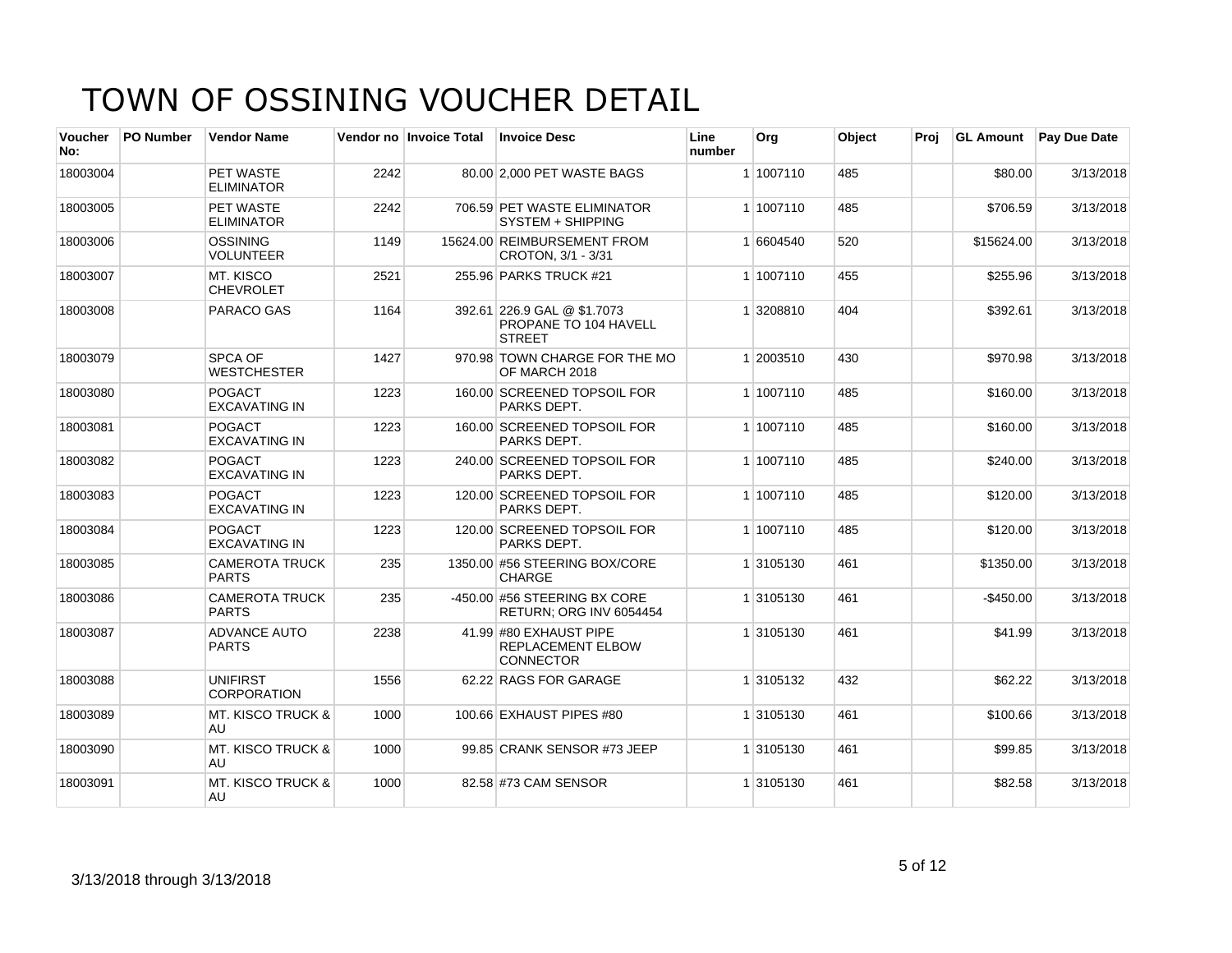# TOWN OF OSSINING VOUCHER DETAIL

| Voucher No: | PO Number | Vendor Name | Vendor no | Invoice Total | Invoice Desc | Line number | Org | Object | Proj | GL Amount | Pay Due Date |
|---|---|---|---|---|---|---|---|---|---|---|---|
| 18003004 | | PET WASTE ELIMINATOR | 2242 | 80.00 | 2,000 PET WASTE BAGS | 1 | 1007110 | 485 | | $80.00 | 3/13/2018 |
| 18003005 | | PET WASTE ELIMINATOR | 2242 | 706.59 | PET WASTE ELIMINATOR SYSTEM + SHIPPING | 1 | 1007110 | 485 | | $706.59 | 3/13/2018 |
| 18003006 | | OSSINING VOLUNTEER | 1149 | 15624.00 | REIMBURSEMENT FROM CROTON, 3/1 - 3/31 | 1 | 6604540 | 520 | | $15624.00 | 3/13/2018 |
| 18003007 | | MT. KISCO CHEVROLET | 2521 | 255.96 | PARKS TRUCK #21 | 1 | 1007110 | 455 | | $255.96 | 3/13/2018 |
| 18003008 | | PARACO GAS | 1164 | 392.61 | 226.9 GAL @ $1.7073 PROPANE TO 104 HAVELL STREET | 1 | 3208810 | 404 | | $392.61 | 3/13/2018 |
| 18003079 | | SPCA OF WESTCHESTER | 1427 | 970.98 | TOWN CHARGE FOR THE MO OF MARCH 2018 | 1 | 2003510 | 430 | | $970.98 | 3/13/2018 |
| 18003080 | | POGACT EXCAVATING IN | 1223 | 160.00 | SCREENED TOPSOIL FOR PARKS DEPT. | 1 | 1007110 | 485 | | $160.00 | 3/13/2018 |
| 18003081 | | POGACT EXCAVATING IN | 1223 | 160.00 | SCREENED TOPSOIL FOR PARKS DEPT. | 1 | 1007110 | 485 | | $160.00 | 3/13/2018 |
| 18003082 | | POGACT EXCAVATING IN | 1223 | 240.00 | SCREENED TOPSOIL FOR PARKS DEPT. | 1 | 1007110 | 485 | | $240.00 | 3/13/2018 |
| 18003083 | | POGACT EXCAVATING IN | 1223 | 120.00 | SCREENED TOPSOIL FOR PARKS DEPT. | 1 | 1007110 | 485 | | $120.00 | 3/13/2018 |
| 18003084 | | POGACT EXCAVATING IN | 1223 | 120.00 | SCREENED TOPSOIL FOR PARKS DEPT. | 1 | 1007110 | 485 | | $120.00 | 3/13/2018 |
| 18003085 | | CAMEROTA TRUCK PARTS | 235 | 1350.00 | #56 STEERING BOX/CORE CHARGE | 1 | 3105130 | 461 | | $1350.00 | 3/13/2018 |
| 18003086 | | CAMEROTA TRUCK PARTS | 235 | -450.00 | #56 STEERING BX CORE RETURN; ORG INV 6054454 | 1 | 3105130 | 461 | | -$450.00 | 3/13/2018 |
| 18003087 | | ADVANCE AUTO PARTS | 2238 | 41.99 | #80 EXHAUST PIPE REPLACEMENT ELBOW CONNECTOR | 1 | 3105130 | 461 | | $41.99 | 3/13/2018 |
| 18003088 | | UNIFIRST CORPORATION | 1556 | 62.22 | RAGS FOR GARAGE | 1 | 3105132 | 432 | | $62.22 | 3/13/2018 |
| 18003089 | | MT. KISCO TRUCK & AU | 1000 | 100.66 | EXHAUST PIPES #80 | 1 | 3105130 | 461 | | $100.66 | 3/13/2018 |
| 18003090 | | MT. KISCO TRUCK & AU | 1000 | 99.85 | CRANK SENSOR #73 JEEP | 1 | 3105130 | 461 | | $99.85 | 3/13/2018 |
| 18003091 | | MT. KISCO TRUCK & AU | 1000 | 82.58 | #73 CAM SENSOR | 1 | 3105130 | 461 | | $82.58 | 3/13/2018 |

3/13/2018 through 3/13/2018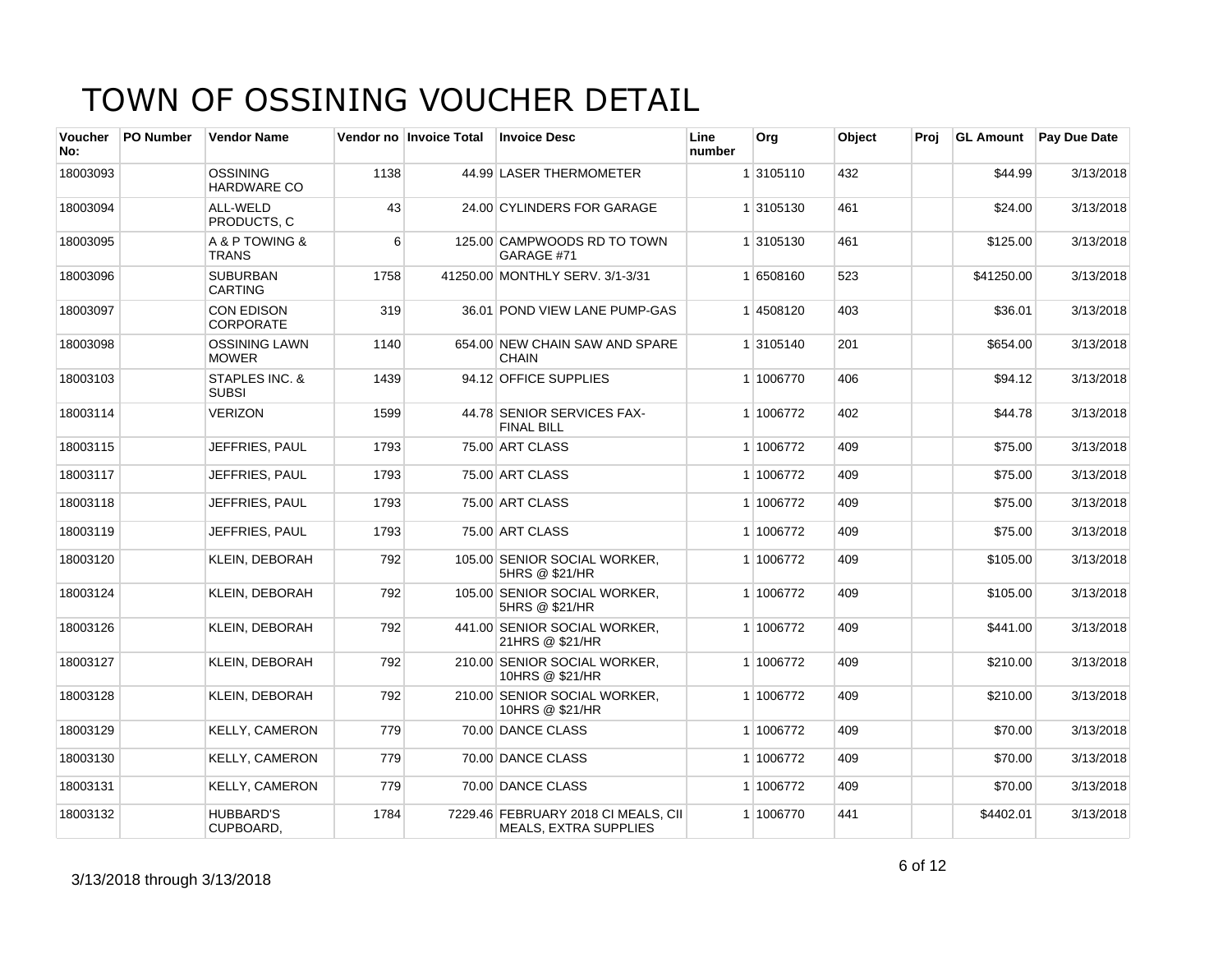# TOWN OF OSSINING VOUCHER DETAIL

| Voucher No: | PO Number | Vendor Name | Vendor no | Invoice Total | Invoice Desc | Line number | Org | Object | Proj | GL Amount | Pay Due Date |
|---|---|---|---|---|---|---|---|---|---|---|---|
| 18003093 | | OSSINING HARDWARE CO | 1138 | 44.99 | LASER THERMOMETER | 1 | 3105110 | 432 | | $44.99 | 3/13/2018 |
| 18003094 | | ALL-WELD PRODUCTS, C | 43 | 24.00 | CYLINDERS FOR GARAGE | 1 | 3105130 | 461 | | $24.00 | 3/13/2018 |
| 18003095 | | A & P TOWING & TRANS | 6 | 125.00 | CAMPWOODS RD TO TOWN GARAGE #71 | 1 | 3105130 | 461 | | $125.00 | 3/13/2018 |
| 18003096 | | SUBURBAN CARTING | 1758 | 41250.00 | MONTHLY SERV. 3/1-3/31 | 1 | 6508160 | 523 | | $41250.00 | 3/13/2018 |
| 18003097 | | CON EDISON CORPORATE | 319 | 36.01 | POND VIEW LANE PUMP-GAS | 1 | 4508120 | 403 | | $36.01 | 3/13/2018 |
| 18003098 | | OSSINING LAWN MOWER | 1140 | 654.00 | NEW CHAIN SAW AND SPARE CHAIN | 1 | 3105140 | 201 | | $654.00 | 3/13/2018 |
| 18003103 | | STAPLES INC. & SUBSI | 1439 | 94.12 | OFFICE SUPPLIES | 1 | 1006770 | 406 | | $94.12 | 3/13/2018 |
| 18003114 | | VERIZON | 1599 | 44.78 | SENIOR SERVICES FAX-FINAL BILL | 1 | 1006772 | 402 | | $44.78 | 3/13/2018 |
| 18003115 | | JEFFRIES, PAUL | 1793 | 75.00 | ART CLASS | 1 | 1006772 | 409 | | $75.00 | 3/13/2018 |
| 18003117 | | JEFFRIES, PAUL | 1793 | 75.00 | ART CLASS | 1 | 1006772 | 409 | | $75.00 | 3/13/2018 |
| 18003118 | | JEFFRIES, PAUL | 1793 | 75.00 | ART CLASS | 1 | 1006772 | 409 | | $75.00 | 3/13/2018 |
| 18003119 | | JEFFRIES, PAUL | 1793 | 75.00 | ART CLASS | 1 | 1006772 | 409 | | $75.00 | 3/13/2018 |
| 18003120 | | KLEIN, DEBORAH | 792 | 105.00 | SENIOR SOCIAL WORKER, 5HRS @ $21/HR | 1 | 1006772 | 409 | | $105.00 | 3/13/2018 |
| 18003124 | | KLEIN, DEBORAH | 792 | 105.00 | SENIOR SOCIAL WORKER, 5HRS @ $21/HR | 1 | 1006772 | 409 | | $105.00 | 3/13/2018 |
| 18003126 | | KLEIN, DEBORAH | 792 | 441.00 | SENIOR SOCIAL WORKER, 21HRS @ $21/HR | 1 | 1006772 | 409 | | $441.00 | 3/13/2018 |
| 18003127 | | KLEIN, DEBORAH | 792 | 210.00 | SENIOR SOCIAL WORKER, 10HRS @ $21/HR | 1 | 1006772 | 409 | | $210.00 | 3/13/2018 |
| 18003128 | | KLEIN, DEBORAH | 792 | 210.00 | SENIOR SOCIAL WORKER, 10HRS @ $21/HR | 1 | 1006772 | 409 | | $210.00 | 3/13/2018 |
| 18003129 | | KELLY, CAMERON | 779 | 70.00 | DANCE CLASS | 1 | 1006772 | 409 | | $70.00 | 3/13/2018 |
| 18003130 | | KELLY, CAMERON | 779 | 70.00 | DANCE CLASS | 1 | 1006772 | 409 | | $70.00 | 3/13/2018 |
| 18003131 | | KELLY, CAMERON | 779 | 70.00 | DANCE CLASS | 1 | 1006772 | 409 | | $70.00 | 3/13/2018 |
| 18003132 | | HUBBARD'S CUPBOARD, | 1784 | 7229.46 | FEBRUARY 2018 CI MEALS, CII MEALS, EXTRA SUPPLIES | 1 | 1006770 | 441 | | $4402.01 | 3/13/2018 |

3/13/2018 through 3/13/2018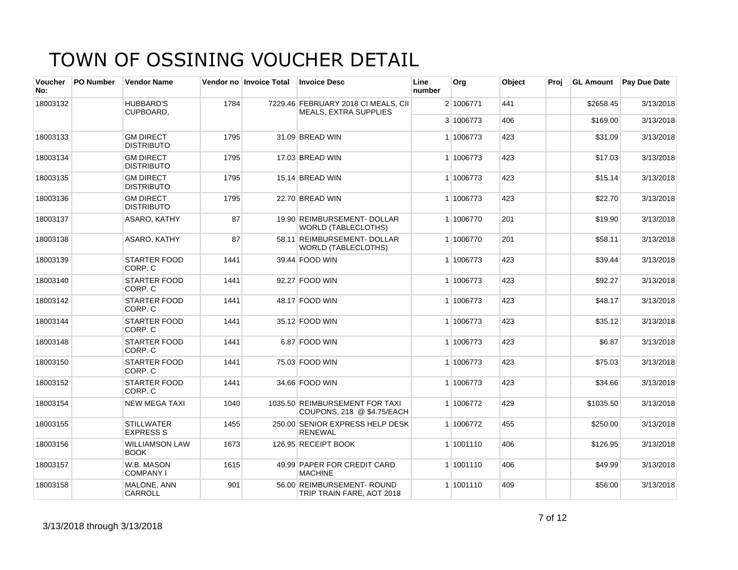# TOWN OF OSSINING VOUCHER DETAIL

| Voucher No: | PO Number | Vendor Name | Vendor no | Invoice Total | Invoice Desc | Line number | Org | Object | Proj | GL Amount | Pay Due Date |
|---|---|---|---|---|---|---|---|---|---|---|---|
| 18003132 | | HUBBARD'S CUPBOARD, | 1784 | 7229.46 | FEBRUARY 2018 CI MEALS, CII MEALS, EXTRA SUPPLIES | 2 | 1006771 | 441 | | $2658.45 | 3/13/2018 |
| | | | | | | 3 | 1006773 | 406 | | $169.00 | 3/13/2018 |
| 18003133 | | GM DIRECT DISTRIBUTO | 1795 | 31.09 | BREAD WIN | 1 | 1006773 | 423 | | $31.09 | 3/13/2018 |
| 18003134 | | GM DIRECT DISTRIBUTO | 1795 | 17.03 | BREAD WIN | 1 | 1006773 | 423 | | $17.03 | 3/13/2018 |
| 18003135 | | GM DIRECT DISTRIBUTO | 1795 | 15.14 | BREAD WIN | 1 | 1006773 | 423 | | $15.14 | 3/13/2018 |
| 18003136 | | GM DIRECT DISTRIBUTO | 1795 | 22.70 | BREAD WIN | 1 | 1006773 | 423 | | $22.70 | 3/13/2018 |
| 18003137 | | ASARO, KATHY | 87 | 19.90 | REIMBURSEMENT- DOLLAR WORLD (TABLECLOTHS) | 1 | 1006770 | 201 | | $19.90 | 3/13/2018 |
| 18003138 | | ASARO, KATHY | 87 | 58.11 | REIMBURSEMENT- DOLLAR WORLD (TABLECLOTHS) | 1 | 1006770 | 201 | | $58.11 | 3/13/2018 |
| 18003139 | | STARTER FOOD CORP. C | 1441 | 39.44 | FOOD WIN | 1 | 1006773 | 423 | | $39.44 | 3/13/2018 |
| 18003140 | | STARTER FOOD CORP. C | 1441 | 92.27 | FOOD WIN | 1 | 1006773 | 423 | | $92.27 | 3/13/2018 |
| 18003142 | | STARTER FOOD CORP. C | 1441 | 48.17 | FOOD WIN | 1 | 1006773 | 423 | | $48.17 | 3/13/2018 |
| 18003144 | | STARTER FOOD CORP. C | 1441 | 35.12 | FOOD WIN | 1 | 1006773 | 423 | | $35.12 | 3/13/2018 |
| 18003148 | | STARTER FOOD CORP. C | 1441 | 6.87 | FOOD WIN | 1 | 1006773 | 423 | | $6.87 | 3/13/2018 |
| 18003150 | | STARTER FOOD CORP. C | 1441 | 75.03 | FOOD WIN | 1 | 1006773 | 423 | | $75.03 | 3/13/2018 |
| 18003152 | | STARTER FOOD CORP. C | 1441 | 34.66 | FOOD WIN | 1 | 1006773 | 423 | | $34.66 | 3/13/2018 |
| 18003154 | | NEW MEGA TAXI | 1040 | 1035.50 | REIMBURSEMENT FOR TAXI COUPONS, 218 @ $4.75/EACH | 1 | 1006772 | 429 | | $1035.50 | 3/13/2018 |
| 18003155 | | STILLWATER EXPRESS S | 1455 | 250.00 | SENIOR EXPRESS HELP DESK RENEWAL | 1 | 1006772 | 455 | | $250.00 | 3/13/2018 |
| 18003156 | | WILLIAMSON LAW BOOK | 1673 | 126.95 | RECEIPT BOOK | 1 | 1001110 | 406 | | $126.95 | 3/13/2018 |
| 18003157 | | W.B. MASON COMPANY I | 1615 | 49.99 | PAPER FOR CREDIT CARD MACHINE | 1 | 1001110 | 406 | | $49.99 | 3/13/2018 |
| 18003158 | | MALONE, ANN CARROLL | 901 | 56.00 | REIMBURSEMENT- ROUND TRIP TRAIN FARE, AOT 2018 | 1 | 1001110 | 409 | | $56.00 | 3/13/2018 |

3/13/2018 through 3/13/2018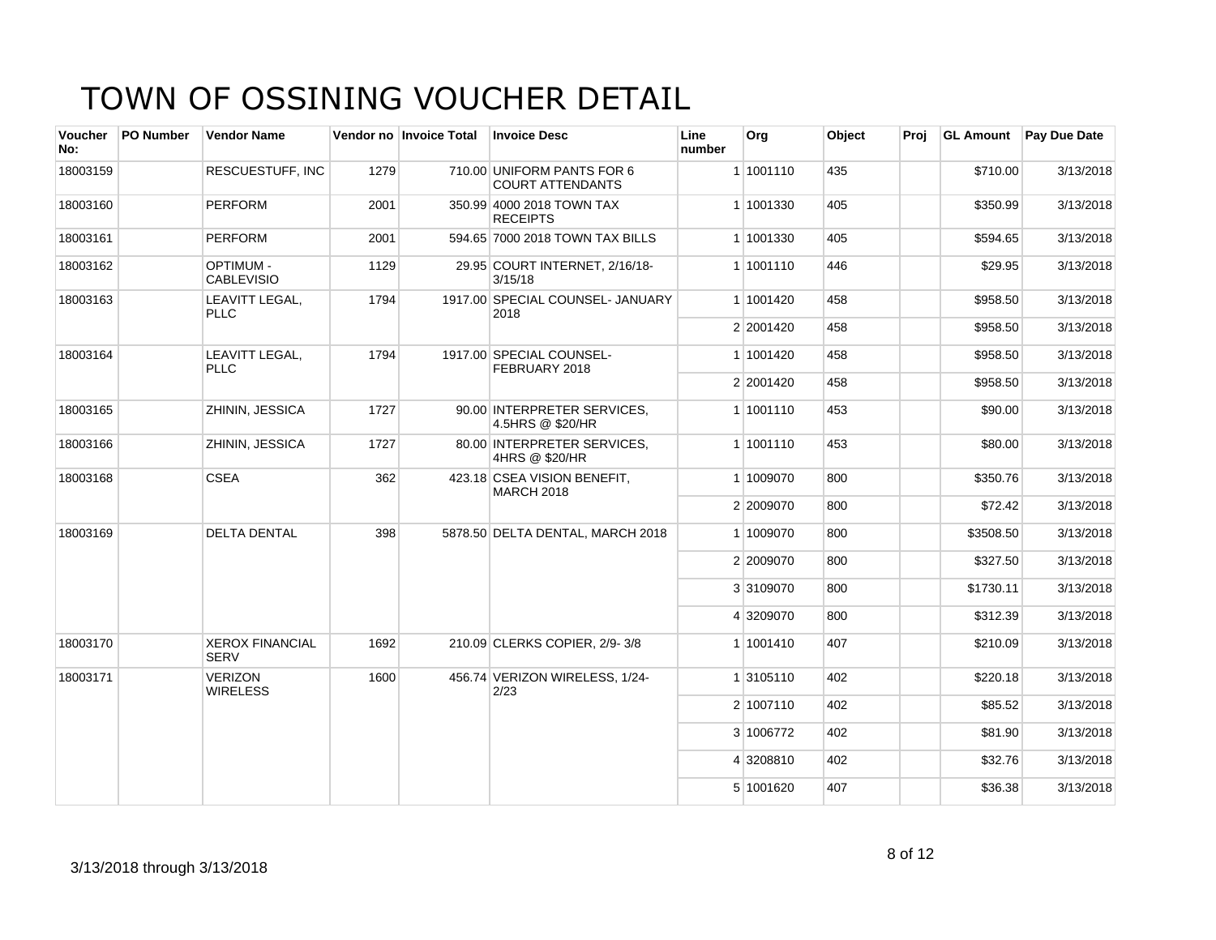# TOWN OF OSSINING VOUCHER DETAIL

| Voucher No: | PO Number | Vendor Name | Vendor no | Invoice Total | Invoice Desc | Line number | Org | Object | Proj | GL Amount | Pay Due Date |
|---|---|---|---|---|---|---|---|---|---|---|---|
| 18003159 | | RESCUESTUFF, INC | 1279 | 710.00 | UNIFORM PANTS FOR 6 COURT ATTENDANTS | 1 | 1001110 | 435 | | $710.00 | 3/13/2018 |
| 18003160 | | PERFORM | 2001 | 350.99 | 4000 2018 TOWN TAX RECEIPTS | 1 | 1001330 | 405 | | $350.99 | 3/13/2018 |
| 18003161 | | PERFORM | 2001 | 594.65 | 7000 2018 TOWN TAX BILLS | 1 | 1001330 | 405 | | $594.65 | 3/13/2018 |
| 18003162 | | OPTIMUM - CABLEVISIO | 1129 | 29.95 | COURT INTERNET, 2/16/18-3/15/18 | 1 | 1001110 | 446 | | $29.95 | 3/13/2018 |
| 18003163 | | LEAVITT LEGAL, PLLC | 1794 | 1917.00 | SPECIAL COUNSEL- JANUARY 2018 | 1 | 1001420 | 458 | | $958.50 | 3/13/2018 |
| | | | | | | 2 | 2001420 | 458 | | $958.50 | 3/13/2018 |
| 18003164 | | LEAVITT LEGAL, PLLC | 1794 | 1917.00 | SPECIAL COUNSEL- FEBRUARY 2018 | 1 | 1001420 | 458 | | $958.50 | 3/13/2018 |
| | | | | | | 2 | 2001420 | 458 | | $958.50 | 3/13/2018 |
| 18003165 | | ZHININ, JESSICA | 1727 | 90.00 | INTERPRETER SERVICES, 4.5HRS @ $20/HR | 1 | 1001110 | 453 | | $90.00 | 3/13/2018 |
| 18003166 | | ZHININ, JESSICA | 1727 | 80.00 | INTERPRETER SERVICES, 4HRS @ $20/HR | 1 | 1001110 | 453 | | $80.00 | 3/13/2018 |
| 18003168 | | CSEA | 362 | 423.18 | CSEA VISION BENEFIT, MARCH 2018 | 1 | 1009070 | 800 | | $350.76 | 3/13/2018 |
| | | | | | | 2 | 2009070 | 800 | | $72.42 | 3/13/2018 |
| 18003169 | | DELTA DENTAL | 398 | 5878.50 | DELTA DENTAL, MARCH 2018 | 1 | 1009070 | 800 | | $3508.50 | 3/13/2018 |
| | | | | | | 2 | 2009070 | 800 | | $327.50 | 3/13/2018 |
| | | | | | | 3 | 3109070 | 800 | | $1730.11 | 3/13/2018 |
| | | | | | | 4 | 3209070 | 800 | | $312.39 | 3/13/2018 |
| 18003170 | | XEROX FINANCIAL SERV | 1692 | 210.09 | CLERKS COPIER, 2/9- 3/8 | 1 | 1001410 | 407 | | $210.09 | 3/13/2018 |
| 18003171 | | VERIZON WIRELESS | 1600 | 456.74 | VERIZON WIRELESS, 1/24-2/23 | 1 | 3105110 | 402 | | $220.18 | 3/13/2018 |
| | | | | | | 2 | 1007110 | 402 | | $85.52 | 3/13/2018 |
| | | | | | | 3 | 1006772 | 402 | | $81.90 | 3/13/2018 |
| | | | | | | 4 | 3208810 | 402 | | $32.76 | 3/13/2018 |
| | | | | | | 5 | 1001620 | 407 | | $36.38 | 3/13/2018 |

3/13/2018 through 3/13/2018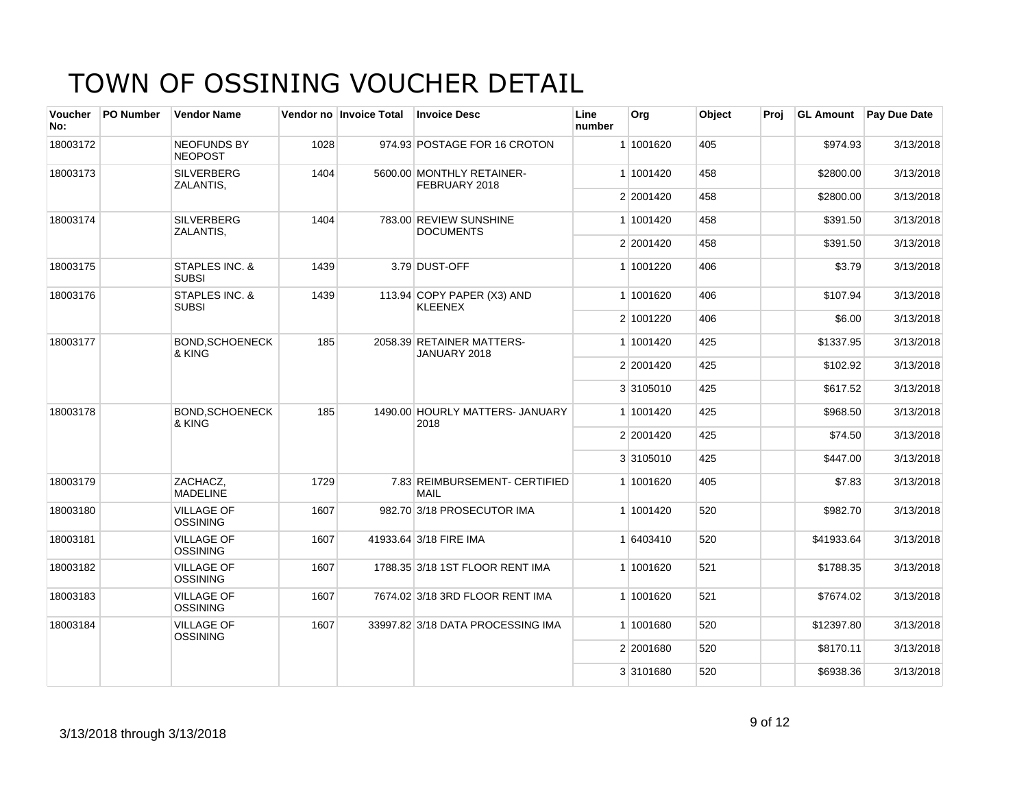# TOWN OF OSSINING VOUCHER DETAIL

| Voucher No: | PO Number | Vendor Name | Vendor no | Invoice Total | Invoice Desc | Line number | Org | Object | Proj | GL Amount | Pay Due Date |
|---|---|---|---|---|---|---|---|---|---|---|---|
| 18003172 | | NEOFUNDS BY NEOPOST | 1028 | 974.93 | POSTAGE FOR 16 CROTON | 1 | 1001620 | 405 | | $974.93 | 3/13/2018 |
| 18003173 | | SILVERBERG ZALANTIS, | 1404 | 5600.00 | MONTHLY RETAINER- FEBRUARY 2018 | 1 | 1001420 | 458 | | $2800.00 | 3/13/2018 |
| | | | | | | 2 | 2001420 | 458 | | $2800.00 | 3/13/2018 |
| 18003174 | | SILVERBERG ZALANTIS, | 1404 | 783.00 | REVIEW SUNSHINE DOCUMENTS | 1 | 1001420 | 458 | | $391.50 | 3/13/2018 |
| | | | | | | 2 | 2001420 | 458 | | $391.50 | 3/13/2018 |
| 18003175 | | STAPLES INC. & SUBSI | 1439 | 3.79 | DUST-OFF | 1 | 1001220 | 406 | | $3.79 | 3/13/2018 |
| 18003176 | | STAPLES INC. & SUBSI | 1439 | 113.94 | COPY PAPER (X3) AND KLEENEX | 1 | 1001620 | 406 | | $107.94 | 3/13/2018 |
| | | | | | | 2 | 1001220 | 406 | | $6.00 | 3/13/2018 |
| 18003177 | | BOND,SCHOENECK & KING | 185 | 2058.39 | RETAINER MATTERS- JANUARY 2018 | 1 | 1001420 | 425 | | $1337.95 | 3/13/2018 |
| | | | | | | 2 | 2001420 | 425 | | $102.92 | 3/13/2018 |
| | | | | | | 3 | 3105010 | 425 | | $617.52 | 3/13/2018 |
| 18003178 | | BOND,SCHOENECK & KING | 185 | 1490.00 | HOURLY MATTERS- JANUARY 2018 | 1 | 1001420 | 425 | | $968.50 | 3/13/2018 |
| | | | | | | 2 | 2001420 | 425 | | $74.50 | 3/13/2018 |
| | | | | | | 3 | 3105010 | 425 | | $447.00 | 3/13/2018 |
| 18003179 | | ZACHACZ, MADELINE | 1729 | 7.83 | REIMBURSEMENT- CERTIFIED MAIL | 1 | 1001620 | 405 | | $7.83 | 3/13/2018 |
| 18003180 | | VILLAGE OF OSSINING | 1607 | 982.70 | 3/18 PROSECUTOR IMA | 1 | 1001420 | 520 | | $982.70 | 3/13/2018 |
| 18003181 | | VILLAGE OF OSSINING | 1607 | 41933.64 | 3/18 FIRE IMA | 1 | 6403410 | 520 | | $41933.64 | 3/13/2018 |
| 18003182 | | VILLAGE OF OSSINING | 1607 | 1788.35 | 3/18 1ST FLOOR RENT IMA | 1 | 1001620 | 521 | | $1788.35 | 3/13/2018 |
| 18003183 | | VILLAGE OF OSSINING | 1607 | 7674.02 | 3/18 3RD FLOOR RENT IMA | 1 | 1001620 | 521 | | $7674.02 | 3/13/2018 |
| 18003184 | | VILLAGE OF OSSINING | 1607 | 33997.82 | 3/18 DATA PROCESSING IMA | 1 | 1001680 | 520 | | $12397.80 | 3/13/2018 |
| | | | | | | 2 | 2001680 | 520 | | $8170.11 | 3/13/2018 |
| | | | | | | 3 | 3101680 | 520 | | $6938.36 | 3/13/2018 |

3/13/2018 through 3/13/2018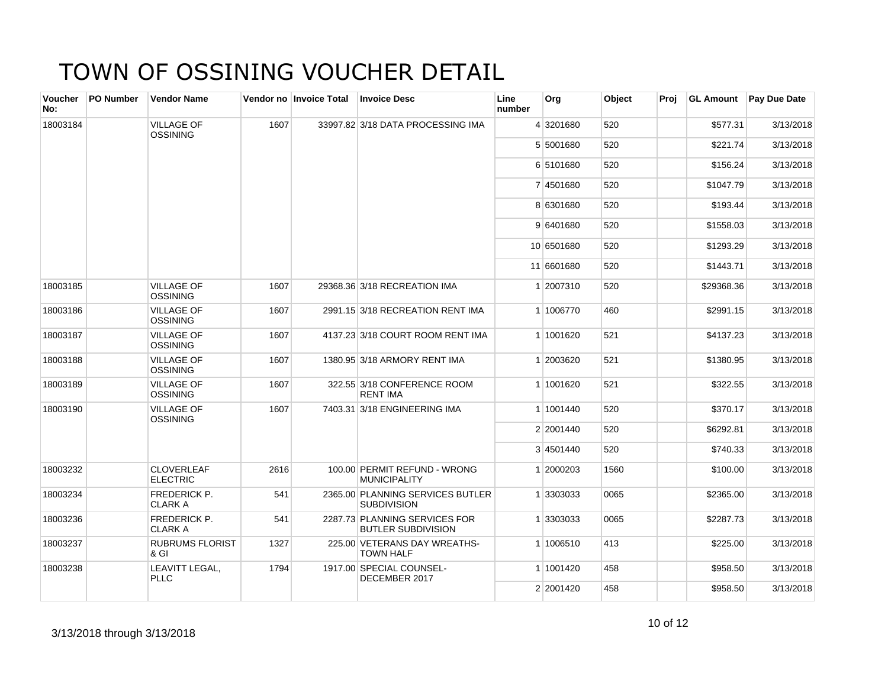# TOWN OF OSSINING VOUCHER DETAIL

| Voucher No: | PO Number | Vendor Name | Vendor no | Invoice Total | Invoice Desc | Line number | Org | Object | Proj | GL Amount | Pay Due Date |
|---|---|---|---|---|---|---|---|---|---|---|---|
| 18003184 | | VILLAGE OF OSSINING | 1607 | 33997.82 | 3/18 DATA PROCESSING IMA | 4 | 3201680 | 520 | | $577.31 | 3/13/2018 |
| | | | | | | 5 | 5001680 | 520 | | $221.74 | 3/13/2018 |
| | | | | | | 6 | 5101680 | 520 | | $156.24 | 3/13/2018 |
| | | | | | | 7 | 4501680 | 520 | | $1047.79 | 3/13/2018 |
| | | | | | | 8 | 6301680 | 520 | | $193.44 | 3/13/2018 |
| | | | | | | 9 | 6401680 | 520 | | $1558.03 | 3/13/2018 |
| | | | | | | 10 | 6501680 | 520 | | $1293.29 | 3/13/2018 |
| | | | | | | 11 | 6601680 | 520 | | $1443.71 | 3/13/2018 |
| 18003185 | | VILLAGE OF OSSINING | 1607 | 29368.36 | 3/18 RECREATION IMA | 1 | 2007310 | 520 | | $29368.36 | 3/13/2018 |
| 18003186 | | VILLAGE OF OSSINING | 1607 | 2991.15 | 3/18 RECREATION RENT IMA | 1 | 1006770 | 460 | | $2991.15 | 3/13/2018 |
| 18003187 | | VILLAGE OF OSSINING | 1607 | 4137.23 | 3/18 COURT ROOM RENT IMA | 1 | 1001620 | 521 | | $4137.23 | 3/13/2018 |
| 18003188 | | VILLAGE OF OSSINING | 1607 | 1380.95 | 3/18 ARMORY RENT IMA | 1 | 2003620 | 521 | | $1380.95 | 3/13/2018 |
| 18003189 | | VILLAGE OF OSSINING | 1607 | 322.55 | 3/18 CONFERENCE ROOM RENT IMA | 1 | 1001620 | 521 | | $322.55 | 3/13/2018 |
| 18003190 | | VILLAGE OF OSSINING | 1607 | 7403.31 | 3/18 ENGINEERING IMA | 1 | 1001440 | 520 | | $370.17 | 3/13/2018 |
| | | | | | | 2 | 2001440 | 520 | | $6292.81 | 3/13/2018 |
| | | | | | | 3 | 4501440 | 520 | | $740.33 | 3/13/2018 |
| 18003232 | | CLOVERLEAF ELECTRIC | 2616 | 100.00 | PERMIT REFUND - WRONG MUNICIPALITY | 1 | 2000203 | 1560 | | $100.00 | 3/13/2018 |
| 18003234 | | FREDERICK P. CLARK A | 541 | 2365.00 | PLANNING SERVICES BUTLER SUBDIVISION | 1 | 3303033 | 0065 | | $2365.00 | 3/13/2018 |
| 18003236 | | FREDERICK P. CLARK A | 541 | 2287.73 | PLANNING SERVICES FOR BUTLER SUBDIVISION | 1 | 3303033 | 0065 | | $2287.73 | 3/13/2018 |
| 18003237 | | RUBRUMS FLORIST & GI | 1327 | 225.00 | VETERANS DAY WREATHS-TOWN HALF | 1 | 1006510 | 413 | | $225.00 | 3/13/2018 |
| 18003238 | | LEAVITT LEGAL, PLLC | 1794 | 1917.00 | SPECIAL COUNSEL-DECEMBER 2017 | 1 | 1001420 | 458 | | $958.50 | 3/13/2018 |
| | | | | | | 2 | 2001420 | 458 | | $958.50 | 3/13/2018 |

3/13/2018 through 3/13/2018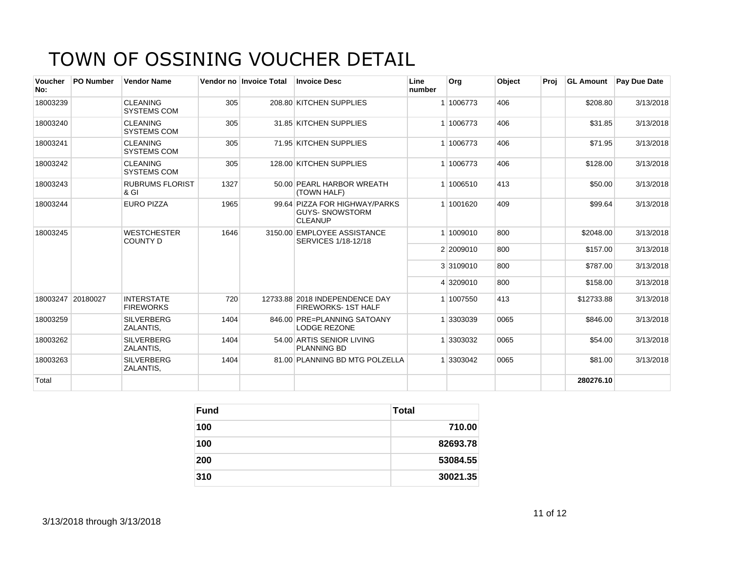# TOWN OF OSSINING VOUCHER DETAIL

| Voucher No: | PO Number | Vendor Name | Vendor no | Invoice Total | Invoice Desc | Line number | Org | Object | Proj | GL Amount | Pay Due Date |
|---|---|---|---|---|---|---|---|---|---|---|---|
| 18003239 | | CLEANING SYSTEMS COM | 305 | 208.80 | KITCHEN SUPPLIES | 1 | 1006773 | 406 | | $208.80 | 3/13/2018 |
| 18003240 | | CLEANING SYSTEMS COM | 305 | 31.85 | KITCHEN SUPPLIES | 1 | 1006773 | 406 | | $31.85 | 3/13/2018 |
| 18003241 | | CLEANING SYSTEMS COM | 305 | 71.95 | KITCHEN SUPPLIES | 1 | 1006773 | 406 | | $71.95 | 3/13/2018 |
| 18003242 | | CLEANING SYSTEMS COM | 305 | 128.00 | KITCHEN SUPPLIES | 1 | 1006773 | 406 | | $128.00 | 3/13/2018 |
| 18003243 | | RUBRUMS FLORIST & GI | 1327 | 50.00 | PEARL HARBOR WREATH (TOWN HALF) | 1 | 1006510 | 413 | | $50.00 | 3/13/2018 |
| 18003244 | | EURO PIZZA | 1965 | 99.64 | PIZZA FOR HIGHWAY/PARKS GUYS- SNOWSTORM CLEANUP | 1 | 1001620 | 409 | | $99.64 | 3/13/2018 |
| 18003245 | | WESTCHESTER COUNTY D | 1646 | 3150.00 | EMPLOYEE ASSISTANCE SERVICES 1/18-12/18 | 1 | 1009010 | 800 | | $2048.00 | 3/13/2018 |
| | | | | | | 2 | 2009010 | 800 | | $157.00 | 3/13/2018 |
| | | | | | | 3 | 3109010 | 800 | | $787.00 | 3/13/2018 |
| | | | | | | 4 | 3209010 | 800 | | $158.00 | 3/13/2018 |
| 18003247 | 20180027 | INTERSTATE FIREWORKS | 720 | 12733.88 | 2018 INDEPENDENCE DAY FIREWORKS- 1ST HALF | 1 | 1007550 | 413 | | $12733.88 | 3/13/2018 |
| 18003259 | | SILVERBERG ZALANTIS, | 1404 | 846.00 | PRE=PLANNING SATOANY LODGE REZONE | 1 | 3303039 | 0065 | | $846.00 | 3/13/2018 |
| 18003262 | | SILVERBERG ZALANTIS, | 1404 | 54.00 | ARTIS SENIOR LIVING PLANNING BD | 1 | 3303032 | 0065 | | $54.00 | 3/13/2018 |
| 18003263 | | SILVERBERG ZALANTIS, | 1404 | 81.00 | PLANNING BD MTG POLZELLA | 1 | 3303042 | 0065 | | $81.00 | 3/13/2018 |
| Total | | | | | | | | | | **280276.10** | |

| Fund | Total |
|---|---|
| **100** | **710.00** |
| **100** | **82693.78** |
| **200** | **53084.55** |
| **310** | **30021.35** |

3/13/2018 through 3/13/2018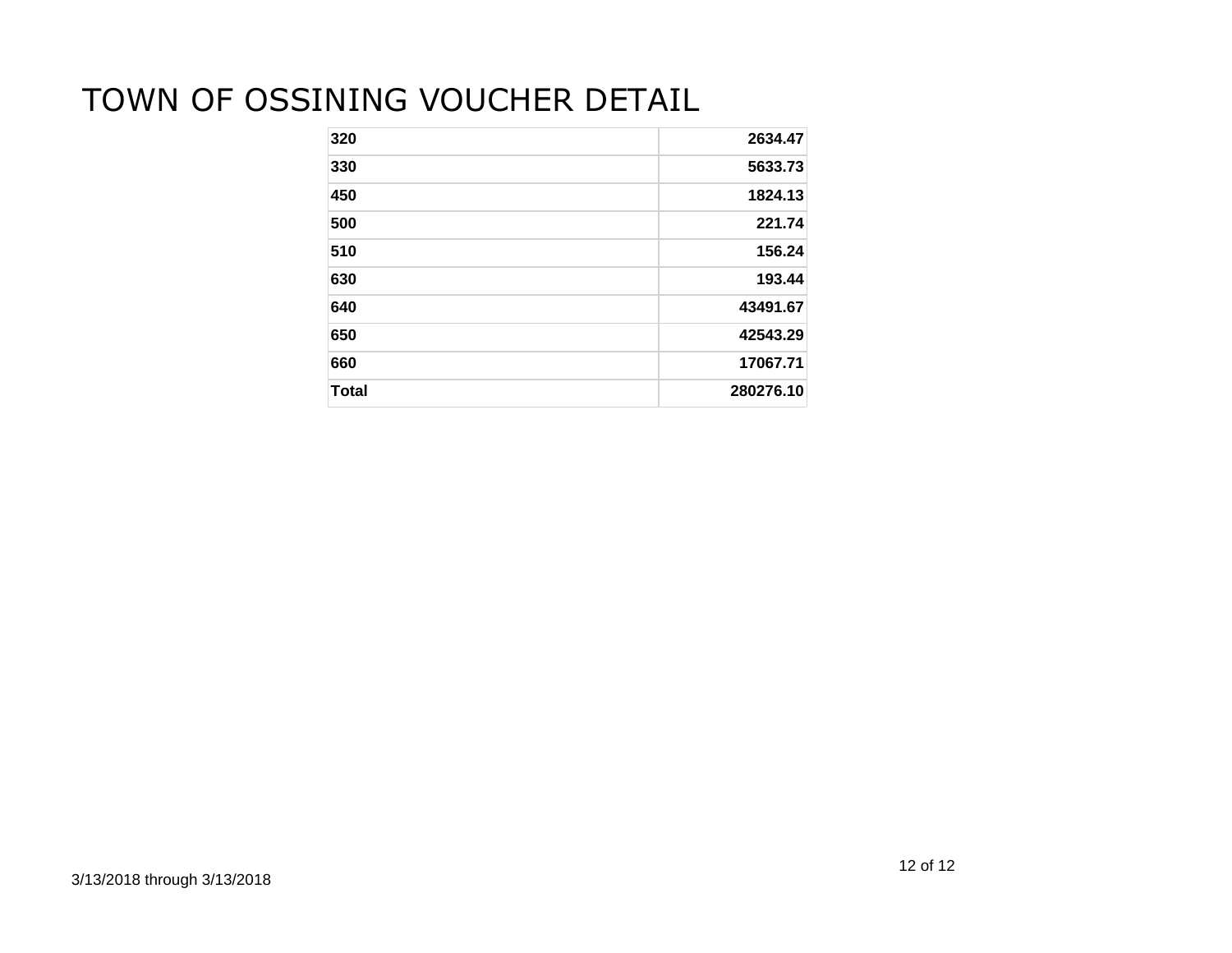# TOWN OF OSSINING VOUCHER DETAIL

| | |
|---|---|
| **320** | **2634.47** |
| **330** | **5633.73** |
| **450** | **1824.13** |
| **500** | **221.74** |
| **510** | **156.24** |
| **630** | **193.44** |
| **640** | **43491.67** |
| **650** | **42543.29** |
| **660** | **17067.71** |
| **Total** | **280276.10** |

3/13/2018 through 3/13/2018